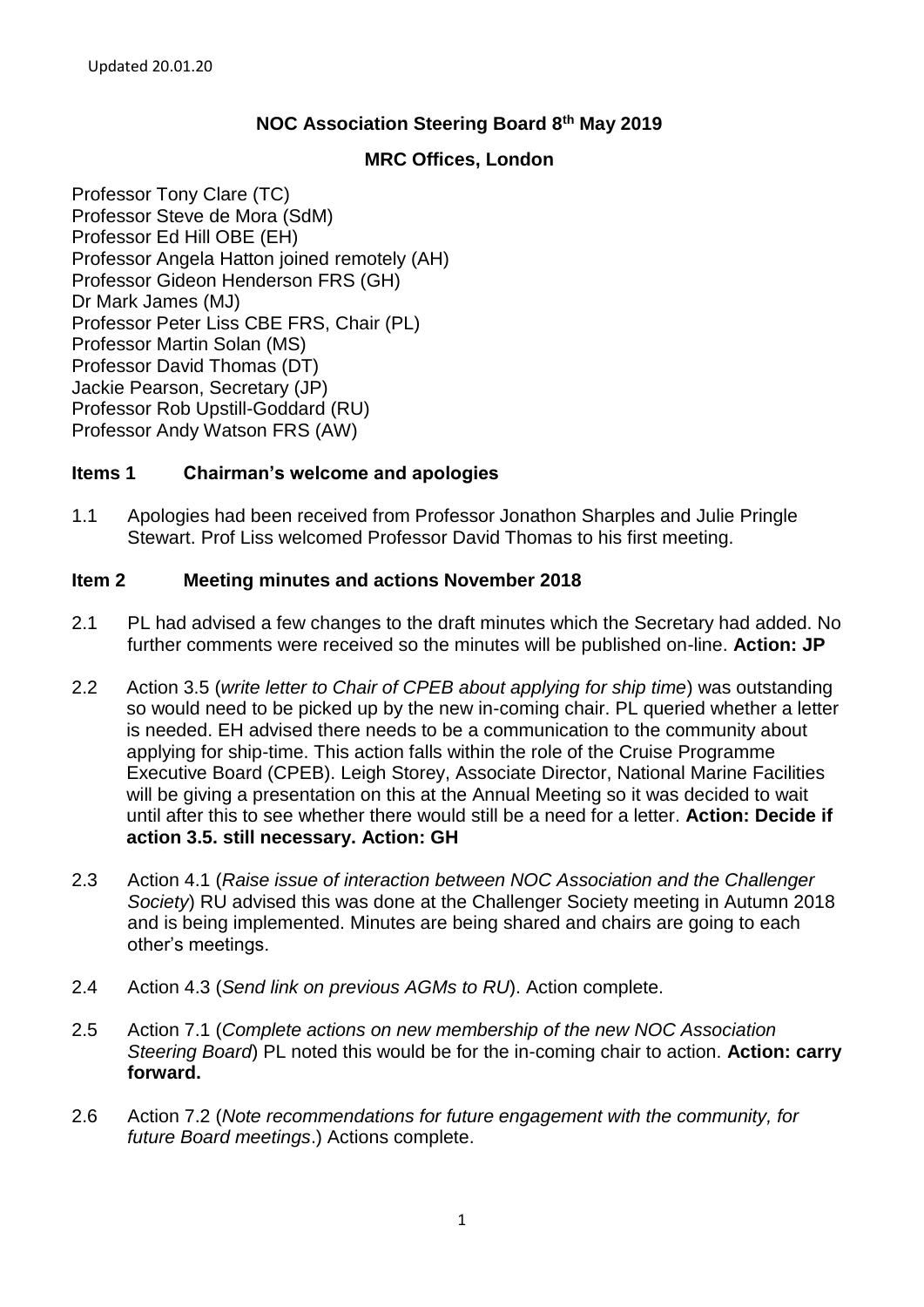Updated 20.01.20

# NOC Association Steering Board 8th May 2019

## MRC Offices, London

Professor Tony Clare (TC)
Professor Steve de Mora (SdM)
Professor Ed Hill OBE (EH)
Professor Angela Hatton joined remotely (AH)
Professor Gideon Henderson FRS (GH)
Dr Mark James (MJ)
Professor Peter Liss CBE FRS, Chair (PL)
Professor Martin Solan (MS)
Professor David Thomas (DT)
Jackie Pearson, Secretary (JP)
Professor Rob Upstill-Goddard (RU)
Professor Andy Watson FRS (AW)

### Items 1 Chairman's welcome and apologies

1.1 Apologies had been received from Professor Jonathon Sharples and Julie Pringle Stewart. Prof Liss welcomed Professor David Thomas to his first meeting.

### Item 2 Meeting minutes and actions November 2018

2.1 PL had advised a few changes to the draft minutes which the Secretary had added. No further comments were received so the minutes will be published on-line. **Action: JP**

2.2 Action 3.5 (*write letter to Chair of CPEB about applying for ship time*) was outstanding so would need to be picked up by the new in-coming chair. PL queried whether a letter is needed. EH advised there needs to be a communication to the community about applying for ship-time. This action falls within the role of the Cruise Programme Executive Board (CPEB). Leigh Storey, Associate Director, National Marine Facilities will be giving a presentation on this at the Annual Meeting so it was decided to wait until after this to see whether there would still be a need for a letter. **Action: Decide if action 3.5. still necessary. Action: GH**

2.3 Action 4.1 (*Raise issue of interaction between NOC Association and the Challenger Society*) RU advised this was done at the Challenger Society meeting in Autumn 2018 and is being implemented. Minutes are being shared and chairs are going to each other's meetings.

2.4 Action 4.3 (*Send link on previous AGMs to RU*). Action complete.

2.5 Action 7.1 (*Complete actions on new membership of the new NOC Association Steering Board*) PL noted this would be for the in-coming chair to action. **Action: carry forward.**

2.6 Action 7.2 (*Note recommendations for future engagement with the community, for future Board meetings*.) Actions complete.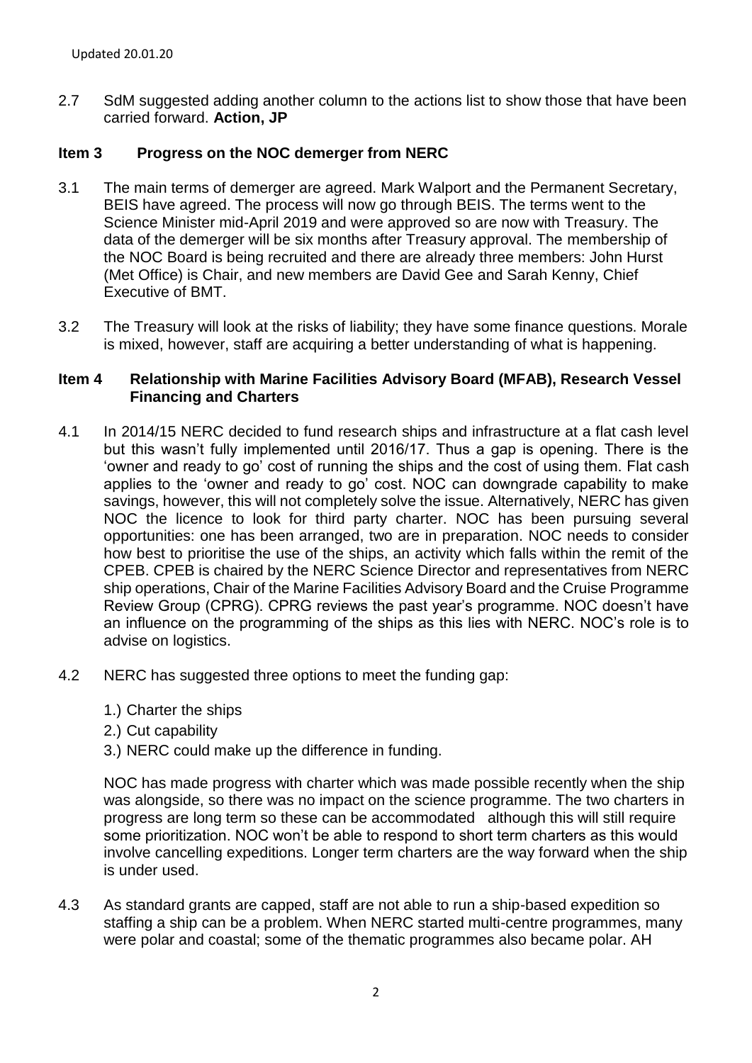2.7 SdM suggested adding another column to the actions list to show those that have been carried forward. **Action, JP**

## Item 3 Progress on the NOC demerger from NERC

3.1 The main terms of demerger are agreed. Mark Walport and the Permanent Secretary, BEIS have agreed. The process will now go through BEIS. The terms went to the Science Minister mid-April 2019 and were approved so are now with Treasury. The data of the demerger will be six months after Treasury approval. The membership of the NOC Board is being recruited and there are already three members: John Hurst (Met Office) is Chair, and new members are David Gee and Sarah Kenny, Chief Executive of BMT.

3.2 The Treasury will look at the risks of liability; they have some finance questions. Morale is mixed, however, staff are acquiring a better understanding of what is happening.

## Item 4 Relationship with Marine Facilities Advisory Board (MFAB), Research Vessel Financing and Charters

4.1 In 2014/15 NERC decided to fund research ships and infrastructure at a flat cash level but this wasn't fully implemented until 2016/17. Thus a gap is opening. There is the 'owner and ready to go' cost of running the ships and the cost of using them. Flat cash applies to the 'owner and ready to go' cost. NOC can downgrade capability to make savings, however, this will not completely solve the issue. Alternatively, NERC has given NOC the licence to look for third party charter. NOC has been pursuing several opportunities: one has been arranged, two are in preparation. NOC needs to consider how best to prioritise the use of the ships, an activity which falls within the remit of the CPEB. CPEB is chaired by the NERC Science Director and representatives from NERC ship operations, Chair of the Marine Facilities Advisory Board and the Cruise Programme Review Group (CPRG). CPRG reviews the past year's programme. NOC doesn't have an influence on the programming of the ships as this lies with NERC. NOC's role is to advise on logistics.

4.2 NERC has suggested three options to meet the funding gap:

1.) Charter the ships
2.) Cut capability
3.) NERC could make up the difference in funding.

NOC has made progress with charter which was made possible recently when the ship was alongside, so there was no impact on the science programme. The two charters in progress are long term so these can be accommodated although this will still require some prioritization. NOC won't be able to respond to short term charters as this would involve cancelling expeditions. Longer term charters are the way forward when the ship is under used.

4.3 As standard grants are capped, staff are not able to run a ship-based expedition so staffing a ship can be a problem. When NERC started multi-centre programmes, many were polar and coastal; some of the thematic programmes also became polar. AH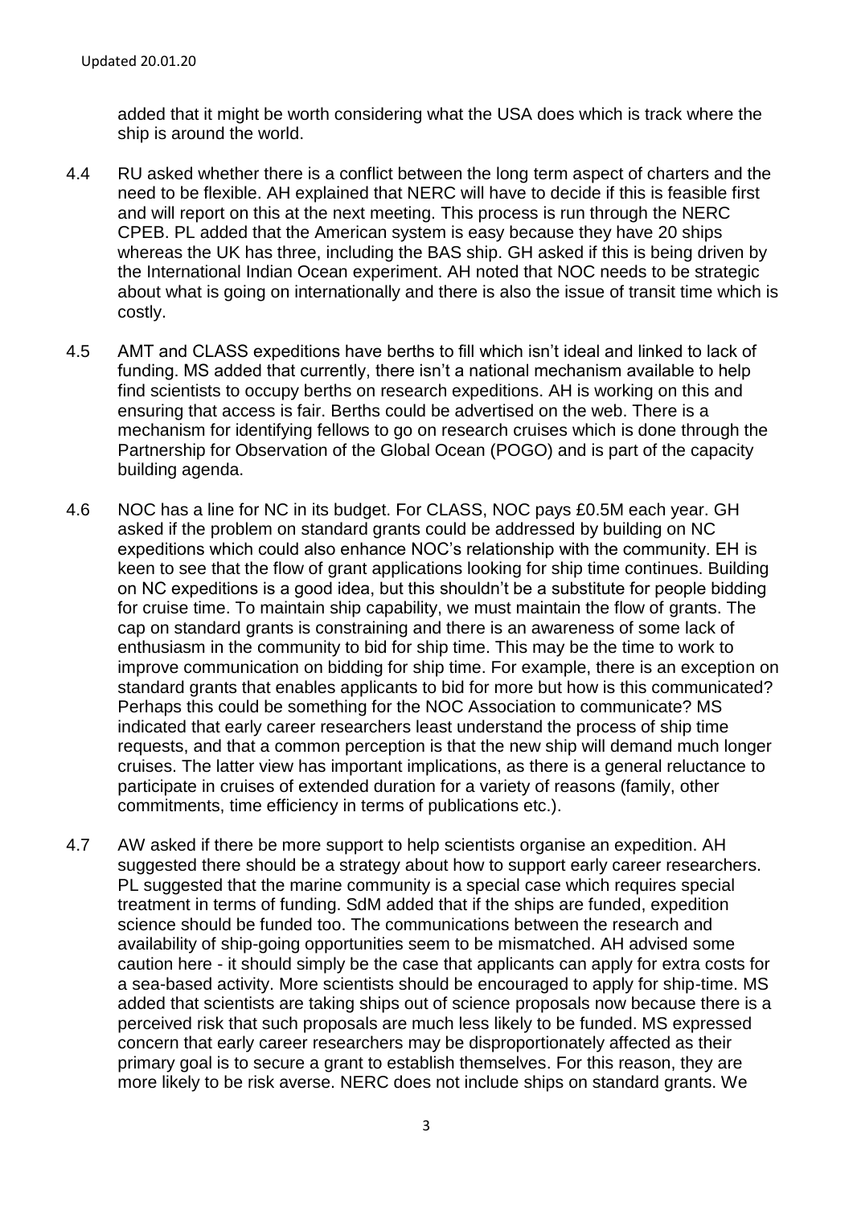added that it might be worth considering what the USA does which is track where the ship is around the world.

4.4 RU asked whether there is a conflict between the long term aspect of charters and the need to be flexible. AH explained that NERC will have to decide if this is feasible first and will report on this at the next meeting. This process is run through the NERC CPEB. PL added that the American system is easy because they have 20 ships whereas the UK has three, including the BAS ship. GH asked if this is being driven by the International Indian Ocean experiment. AH noted that NOC needs to be strategic about what is going on internationally and there is also the issue of transit time which is costly.

4.5 AMT and CLASS expeditions have berths to fill which isn't ideal and linked to lack of funding. MS added that currently, there isn't a national mechanism available to help find scientists to occupy berths on research expeditions. AH is working on this and ensuring that access is fair. Berths could be advertised on the web. There is a mechanism for identifying fellows to go on research cruises which is done through the Partnership for Observation of the Global Ocean (POGO) and is part of the capacity building agenda.

4.6 NOC has a line for NC in its budget. For CLASS, NOC pays £0.5M each year. GH asked if the problem on standard grants could be addressed by building on NC expeditions which could also enhance NOC's relationship with the community. EH is keen to see that the flow of grant applications looking for ship time continues. Building on NC expeditions is a good idea, but this shouldn't be a substitute for people bidding for cruise time. To maintain ship capability, we must maintain the flow of grants. The cap on standard grants is constraining and there is an awareness of some lack of enthusiasm in the community to bid for ship time. This may be the time to work to improve communication on bidding for ship time. For example, there is an exception on standard grants that enables applicants to bid for more but how is this communicated? Perhaps this could be something for the NOC Association to communicate? MS indicated that early career researchers least understand the process of ship time requests, and that a common perception is that the new ship will demand much longer cruises. The latter view has important implications, as there is a general reluctance to participate in cruises of extended duration for a variety of reasons (family, other commitments, time efficiency in terms of publications etc.).

4.7 AW asked if there be more support to help scientists organise an expedition. AH suggested there should be a strategy about how to support early career researchers. PL suggested that the marine community is a special case which requires special treatment in terms of funding. SdM added that if the ships are funded, expedition science should be funded too. The communications between the research and availability of ship-going opportunities seem to be mismatched. AH advised some caution here - it should simply be the case that applicants can apply for extra costs for a sea-based activity. More scientists should be encouraged to apply for ship-time. MS added that scientists are taking ships out of science proposals now because there is a perceived risk that such proposals are much less likely to be funded. MS expressed concern that early career researchers may be disproportionately affected as their primary goal is to secure a grant to establish themselves. For this reason, they are more likely to be risk averse. NERC does not include ships on standard grants. We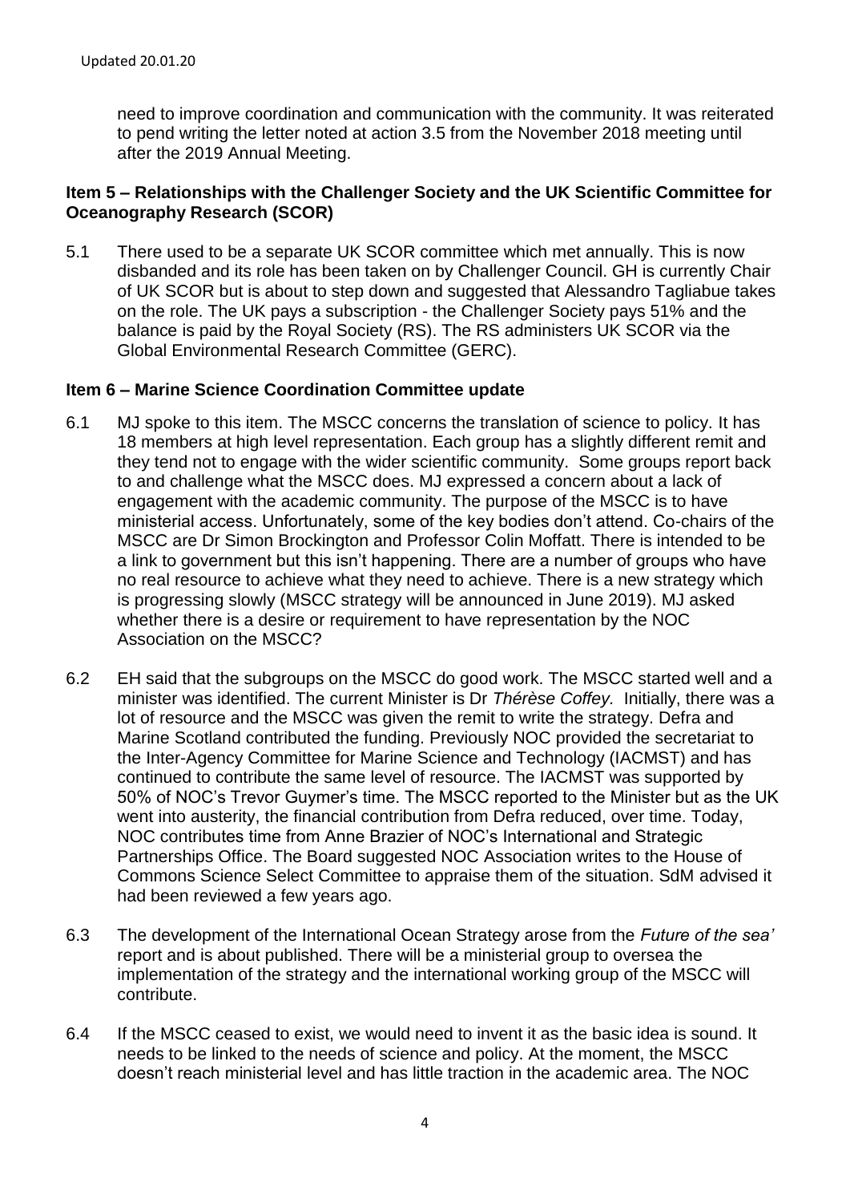need to improve coordination and communication with the community. It was reiterated to pend writing the letter noted at action 3.5 from the November 2018 meeting until after the 2019 Annual Meeting.

**Item 5 – Relationships with the Challenger Society and the UK Scientific Committee for Oceanography Research (SCOR)**

5.1 There used to be a separate UK SCOR committee which met annually. This is now disbanded and its role has been taken on by Challenger Council. GH is currently Chair of UK SCOR but is about to step down and suggested that Alessandro Tagliabue takes on the role. The UK pays a subscription - the Challenger Society pays 51% and the balance is paid by the Royal Society (RS). The RS administers UK SCOR via the Global Environmental Research Committee (GERC).

**Item 6 – Marine Science Coordination Committee update**

6.1 MJ spoke to this item. The MSCC concerns the translation of science to policy. It has 18 members at high level representation. Each group has a slightly different remit and they tend not to engage with the wider scientific community. Some groups report back to and challenge what the MSCC does. MJ expressed a concern about a lack of engagement with the academic community. The purpose of the MSCC is to have ministerial access. Unfortunately, some of the key bodies don't attend. Co-chairs of the MSCC are Dr Simon Brockington and Professor Colin Moffatt. There is intended to be a link to government but this isn't happening. There are a number of groups who have no real resource to achieve what they need to achieve. There is a new strategy which is progressing slowly (MSCC strategy will be announced in June 2019). MJ asked whether there is a desire or requirement to have representation by the NOC Association on the MSCC?

6.2 EH said that the subgroups on the MSCC do good work. The MSCC started well and a minister was identified. The current Minister is Dr *Thérèse Coffey.* Initially, there was a lot of resource and the MSCC was given the remit to write the strategy. Defra and Marine Scotland contributed the funding. Previously NOC provided the secretariat to the Inter-Agency Committee for Marine Science and Technology (IACMST) and has continued to contribute the same level of resource. The IACMST was supported by 50% of NOC's Trevor Guymer's time. The MSCC reported to the Minister but as the UK went into austerity, the financial contribution from Defra reduced, over time. Today, NOC contributes time from Anne Brazier of NOC's International and Strategic Partnerships Office. The Board suggested NOC Association writes to the House of Commons Science Select Committee to appraise them of the situation. SdM advised it had been reviewed a few years ago.

6.3 The development of the International Ocean Strategy arose from the *Future of the sea'* report and is about published. There will be a ministerial group to oversea the implementation of the strategy and the international working group of the MSCC will contribute.

6.4 If the MSCC ceased to exist, we would need to invent it as the basic idea is sound. It needs to be linked to the needs of science and policy. At the moment, the MSCC doesn't reach ministerial level and has little traction in the academic area. The NOC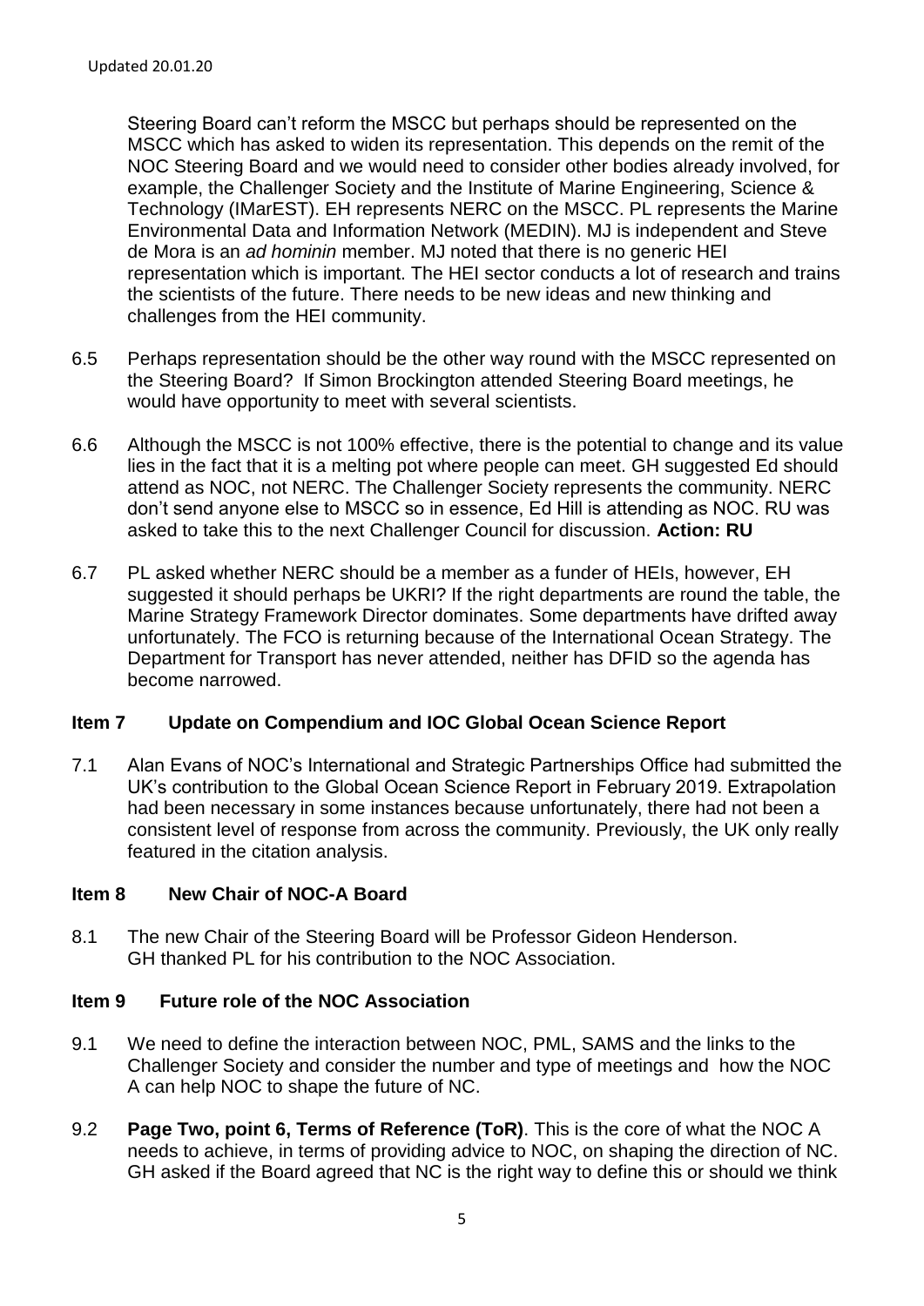Steering Board can't reform the MSCC but perhaps should be represented on the MSCC which has asked to widen its representation. This depends on the remit of the NOC Steering Board and we would need to consider other bodies already involved, for example, the Challenger Society and the Institute of Marine Engineering, Science & Technology (IMarEST). EH represents NERC on the MSCC. PL represents the Marine Environmental Data and Information Network (MEDIN). MJ is independent and Steve de Mora is an *ad hominin* member. MJ noted that there is no generic HEI representation which is important. The HEI sector conducts a lot of research and trains the scientists of the future. There needs to be new ideas and new thinking and challenges from the HEI community.

6.5 Perhaps representation should be the other way round with the MSCC represented on the Steering Board? If Simon Brockington attended Steering Board meetings, he would have opportunity to meet with several scientists.

6.6 Although the MSCC is not 100% effective, there is the potential to change and its value lies in the fact that it is a melting pot where people can meet. GH suggested Ed should attend as NOC, not NERC. The Challenger Society represents the community. NERC don't send anyone else to MSCC so in essence, Ed Hill is attending as NOC. RU was asked to take this to the next Challenger Council for discussion. **Action: RU**

6.7 PL asked whether NERC should be a member as a funder of HEIs, however, EH suggested it should perhaps be UKRI? If the right departments are round the table, the Marine Strategy Framework Director dominates. Some departments have drifted away unfortunately. The FCO is returning because of the International Ocean Strategy. The Department for Transport has never attended, neither has DFID so the agenda has become narrowed.

## Item 7 Update on Compendium and IOC Global Ocean Science Report

7.1 Alan Evans of NOC's International and Strategic Partnerships Office had submitted the UK's contribution to the Global Ocean Science Report in February 2019. Extrapolation had been necessary in some instances because unfortunately, there had not been a consistent level of response from across the community. Previously, the UK only really featured in the citation analysis.

## Item 8 New Chair of NOC-A Board

8.1 The new Chair of the Steering Board will be Professor Gideon Henderson. GH thanked PL for his contribution to the NOC Association.

## Item 9 Future role of the NOC Association

9.1 We need to define the interaction between NOC, PML, SAMS and the links to the Challenger Society and consider the number and type of meetings and how the NOC A can help NOC to shape the future of NC.

9.2 **Page Two, point 6, Terms of Reference (ToR)**. This is the core of what the NOC A needs to achieve, in terms of providing advice to NOC, on shaping the direction of NC. GH asked if the Board agreed that NC is the right way to define this or should we think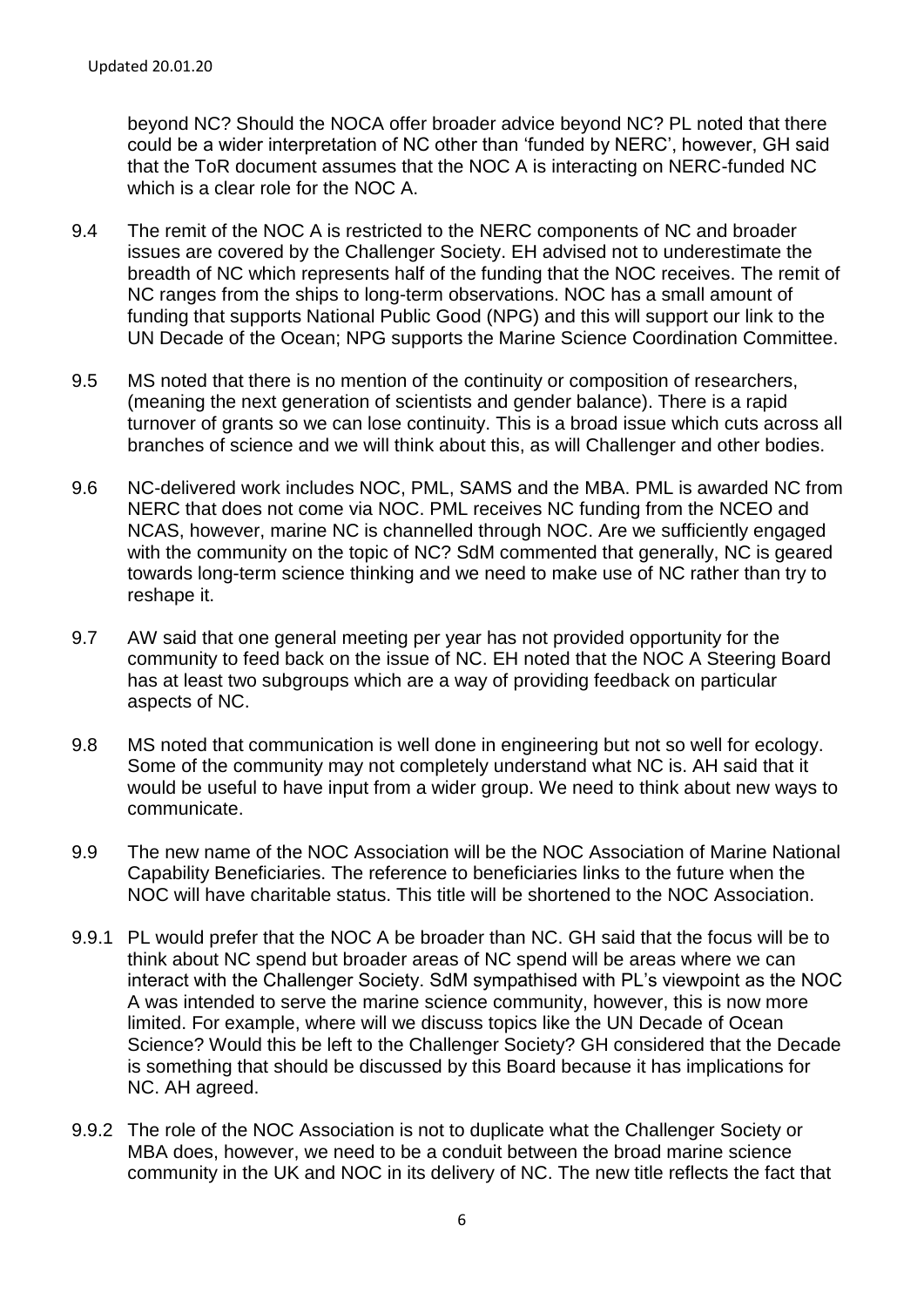beyond NC? Should the NOCA offer broader advice beyond NC? PL noted that there could be a wider interpretation of NC other than 'funded by NERC', however, GH said that the ToR document assumes that the NOC A is interacting on NERC-funded NC which is a clear role for the NOC A.

9.4 The remit of the NOC A is restricted to the NERC components of NC and broader issues are covered by the Challenger Society. EH advised not to underestimate the breadth of NC which represents half of the funding that the NOC receives. The remit of NC ranges from the ships to long-term observations. NOC has a small amount of funding that supports National Public Good (NPG) and this will support our link to the UN Decade of the Ocean; NPG supports the Marine Science Coordination Committee.

9.5 MS noted that there is no mention of the continuity or composition of researchers, (meaning the next generation of scientists and gender balance). There is a rapid turnover of grants so we can lose continuity. This is a broad issue which cuts across all branches of science and we will think about this, as will Challenger and other bodies.

9.6 NC-delivered work includes NOC, PML, SAMS and the MBA. PML is awarded NC from NERC that does not come via NOC. PML receives NC funding from the NCEO and NCAS, however, marine NC is channelled through NOC. Are we sufficiently engaged with the community on the topic of NC? SdM commented that generally, NC is geared towards long-term science thinking and we need to make use of NC rather than try to reshape it.

9.7 AW said that one general meeting per year has not provided opportunity for the community to feed back on the issue of NC. EH noted that the NOC A Steering Board has at least two subgroups which are a way of providing feedback on particular aspects of NC.

9.8 MS noted that communication is well done in engineering but not so well for ecology. Some of the community may not completely understand what NC is. AH said that it would be useful to have input from a wider group. We need to think about new ways to communicate.

9.9 The new name of the NOC Association will be the NOC Association of Marine National Capability Beneficiaries. The reference to beneficiaries links to the future when the NOC will have charitable status. This title will be shortened to the NOC Association.

9.9.1 PL would prefer that the NOC A be broader than NC. GH said that the focus will be to think about NC spend but broader areas of NC spend will be areas where we can interact with the Challenger Society. SdM sympathised with PL's viewpoint as the NOC A was intended to serve the marine science community, however, this is now more limited. For example, where will we discuss topics like the UN Decade of Ocean Science? Would this be left to the Challenger Society? GH considered that the Decade is something that should be discussed by this Board because it has implications for NC. AH agreed.

9.9.2 The role of the NOC Association is not to duplicate what the Challenger Society or MBA does, however, we need to be a conduit between the broad marine science community in the UK and NOC in its delivery of NC. The new title reflects the fact that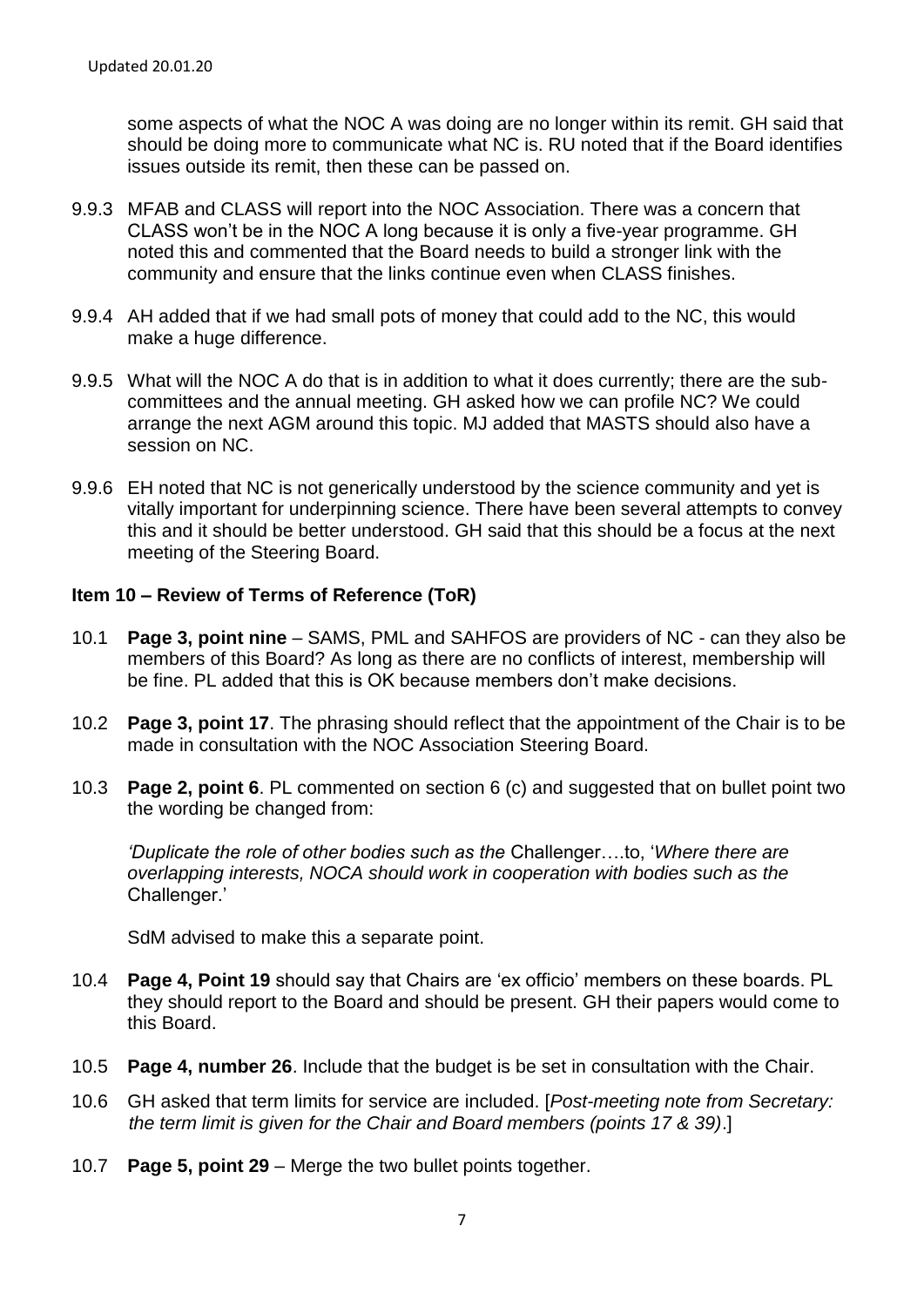some aspects of what the NOC A was doing are no longer within its remit. GH said that should be doing more to communicate what NC is. RU noted that if the Board identifies issues outside its remit, then these can be passed on.

9.9.3 MFAB and CLASS will report into the NOC Association. There was a concern that CLASS won't be in the NOC A long because it is only a five-year programme. GH noted this and commented that the Board needs to build a stronger link with the community and ensure that the links continue even when CLASS finishes.

9.9.4 AH added that if we had small pots of money that could add to the NC, this would make a huge difference.

9.9.5 What will the NOC A do that is in addition to what it does currently; there are the sub-committees and the annual meeting. GH asked how we can profile NC? We could arrange the next AGM around this topic. MJ added that MASTS should also have a session on NC.

9.9.6 EH noted that NC is not generically understood by the science community and yet is vitally important for underpinning science. There have been several attempts to convey this and it should be better understood. GH said that this should be a focus at the next meeting of the Steering Board.

**Item 10 – Review of Terms of Reference (ToR)**

10.1 **Page 3, point nine** – SAMS, PML and SAHFOS are providers of NC - can they also be members of this Board? As long as there are no conflicts of interest, membership will be fine. PL added that this is OK because members don't make decisions.

10.2 **Page 3, point 17**. The phrasing should reflect that the appointment of the Chair is to be made in consultation with the NOC Association Steering Board.

10.3 **Page 2, point 6**. PL commented on section 6 (c) and suggested that on bullet point two the wording be changed from:

*'Duplicate the role of other bodies such as the* Challenger….to, '*Where there are overlapping interests, NOCA should work in cooperation with bodies such as the* Challenger.'

SdM advised to make this a separate point.

10.4 **Page 4, Point 19** should say that Chairs are 'ex officio' members on these boards. PL they should report to the Board and should be present. GH their papers would come to this Board.

10.5 **Page 4, number 26**. Include that the budget is be set in consultation with the Chair.

10.6 GH asked that term limits for service are included. [*Post-meeting note from Secretary: the term limit is given for the Chair and Board members (points 17 & 39)*.]

10.7 **Page 5, point 29** – Merge the two bullet points together.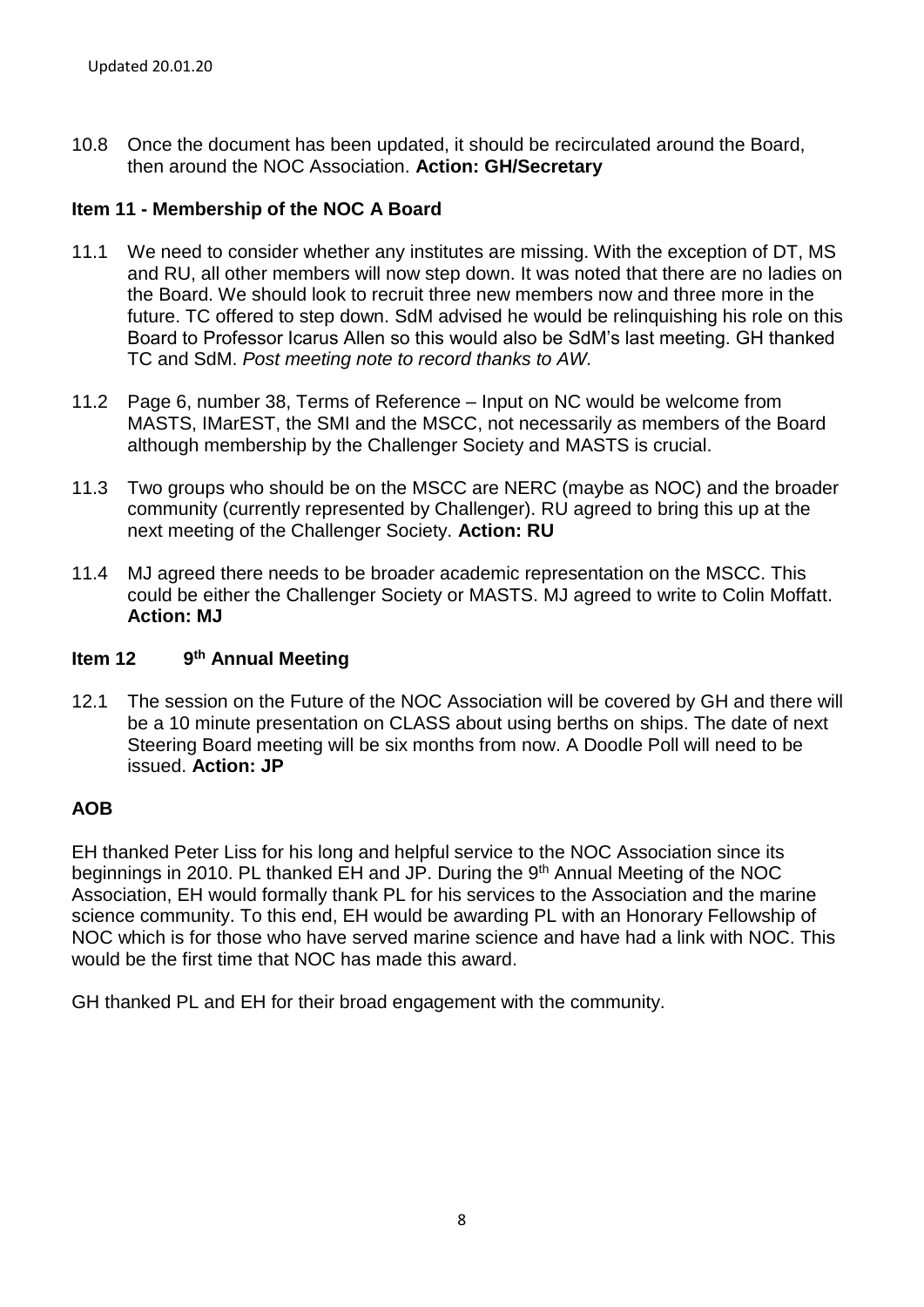10.8 Once the document has been updated, it should be recirculated around the Board, then around the NOC Association. **Action: GH/Secretary**

## Item 11 - Membership of the NOC A Board

11.1 We need to consider whether any institutes are missing. With the exception of DT, MS and RU, all other members will now step down. It was noted that there are no ladies on the Board. We should look to recruit three new members now and three more in the future. TC offered to step down. SdM advised he would be relinquishing his role on this Board to Professor Icarus Allen so this would also be SdM's last meeting. GH thanked TC and SdM. *Post meeting note to record thanks to AW.*

11.2 Page 6, number 38, Terms of Reference – Input on NC would be welcome from MASTS, IMarEST, the SMI and the MSCC, not necessarily as members of the Board although membership by the Challenger Society and MASTS is crucial.

11.3 Two groups who should be on the MSCC are NERC (maybe as NOC) and the broader community (currently represented by Challenger). RU agreed to bring this up at the next meeting of the Challenger Society. **Action: RU**

11.4 MJ agreed there needs to be broader academic representation on the MSCC. This could be either the Challenger Society or MASTS. MJ agreed to write to Colin Moffatt. **Action: MJ**

## Item 12 9th Annual Meeting

12.1 The session on the Future of the NOC Association will be covered by GH and there will be a 10 minute presentation on CLASS about using berths on ships. The date of next Steering Board meeting will be six months from now. A Doodle Poll will need to be issued. **Action: JP**

## AOB

EH thanked Peter Liss for his long and helpful service to the NOC Association since its beginnings in 2010. PL thanked EH and JP. During the 9th Annual Meeting of the NOC Association, EH would formally thank PL for his services to the Association and the marine science community. To this end, EH would be awarding PL with an Honorary Fellowship of NOC which is for those who have served marine science and have had a link with NOC. This would be the first time that NOC has made this award.

GH thanked PL and EH for their broad engagement with the community.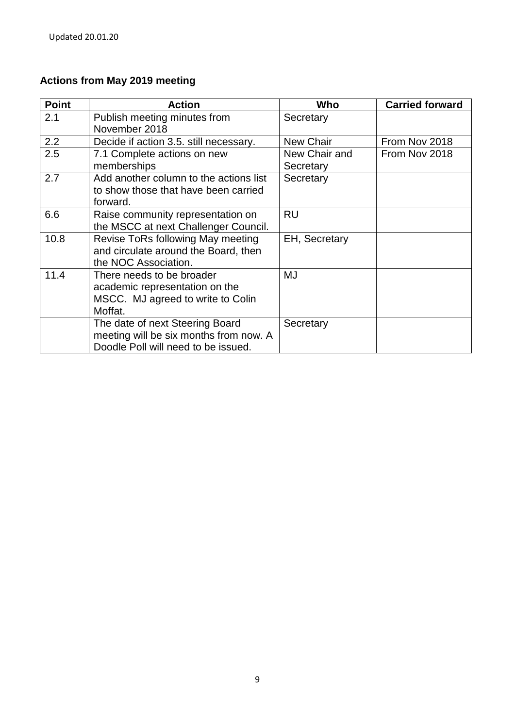Updated 20.01.20

**Actions from May 2019 meeting**

| Point | Action | Who | Carried forward |
|---|---|---|---|
| 2.1 | Publish meeting minutes from November 2018 | Secretary | |
| 2.2 | Decide if action 3.5. still necessary. | New Chair | From Nov 2018 |
| 2.5 | 7.1 Complete actions on new memberships | New Chair and Secretary | From Nov 2018 |
| 2.7 | Add another column to the actions list to show those that have been carried forward. | Secretary | |
| 6.6 | Raise community representation on the MSCC at next Challenger Council. | RU | |
| 10.8 | Revise ToRs following May meeting and circulate around the Board, then the NOC Association. | EH, Secretary | |
| 11.4 | There needs to be broader academic representation on the MSCC. MJ agreed to write to Colin Moffat. | MJ | |
| | The date of next Steering Board meeting will be six months from now. A Doodle Poll will need to be issued. | Secretary | |